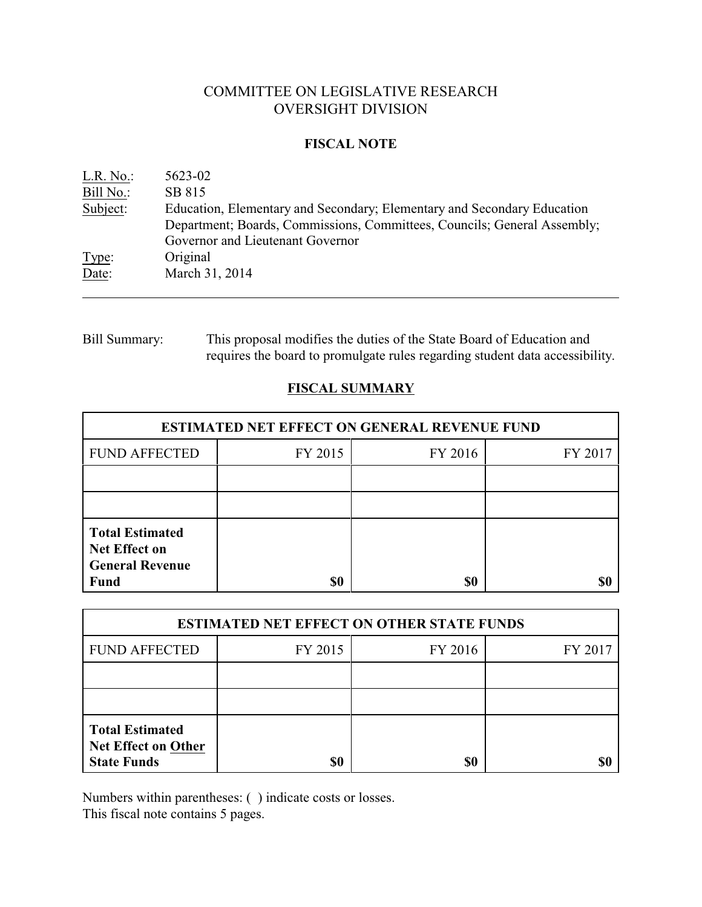# COMMITTEE ON LEGISLATIVE RESEARCH
# OVERSIGHT DIVISION

## FISCAL NOTE

L.R. No.: 5623-02
Bill No.: SB 815
Subject: Education, Elementary and Secondary; Elementary and Secondary Education Department; Boards, Commissions, Committees, Councils; General Assembly; Governor and Lieutenant Governor
Type: Original
Date: March 31, 2014

---

Bill Summary: This proposal modifies the duties of the State Board of Education and requires the board to promulgate rules regarding student data accessibility.

## FISCAL SUMMARY

| ESTIMATED NET EFFECT ON GENERAL REVENUE FUND | | | |
|---|---|---|---|
| FUND AFFECTED | FY 2015 | FY 2016 | FY 2017 |
| | | | |
| | | | |
| **Total Estimated Net Effect on General Revenue Fund** | **$0** | **$0** | **$0** |

| ESTIMATED NET EFFECT ON OTHER STATE FUNDS | | | |
|---|---|---|---|
| FUND AFFECTED | FY 2015 | FY 2016 | FY 2017 |
| | | | |
| | | | |
| **Total Estimated Net Effect on Other State Funds** | **$0** | **$0** | **$0** |

Numbers within parentheses: ( ) indicate costs or losses.
This fiscal note contains 5 pages.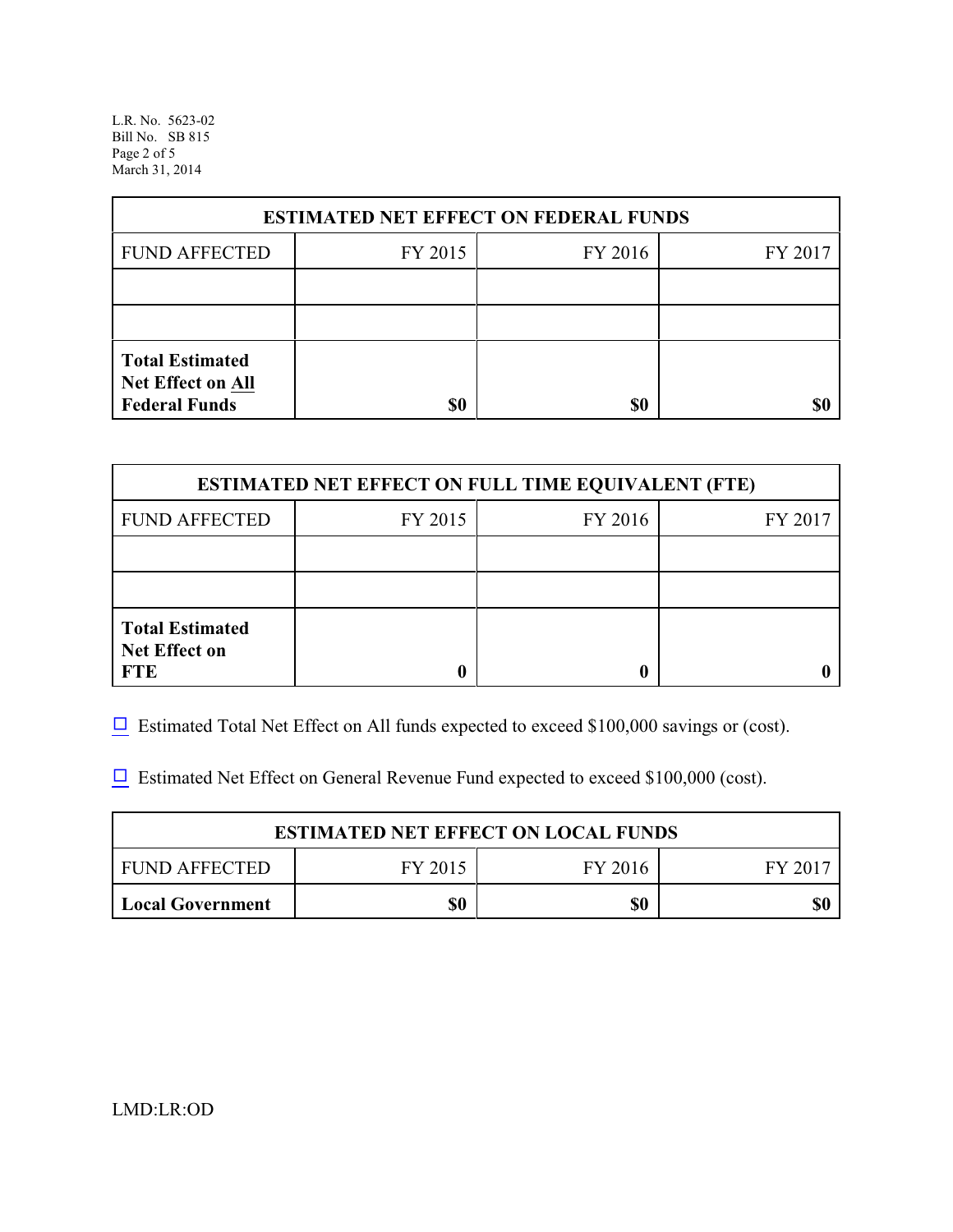| ESTIMATED NET EFFECT ON FEDERAL FUNDS | | | |
|---|---|---|---|
| FUND AFFECTED | FY 2015 | FY 2016 | FY 2017 |
| | | | |
| | | | |
| **Total Estimated Net Effect on All Federal Funds** | **$0** | **$0** | **$0** |

| ESTIMATED NET EFFECT ON FULL TIME EQUIVALENT (FTE) | | | |
|---|---|---|---|
| FUND AFFECTED | FY 2015 | FY 2016 | FY 2017 |
| | | | |
| | | | |
| **Total Estimated Net Effect on FTE** | **0** | **0** | **0** |

☐ Estimated Total Net Effect on All funds expected to exceed $100,000 savings or (cost).

☐ Estimated Net Effect on General Revenue Fund expected to exceed $100,000 (cost).

| ESTIMATED NET EFFECT ON LOCAL FUNDS | | | |
|---|---|---|---|
| FUND AFFECTED | FY 2015 | FY 2016 | FY 2017 |
| **Local Government** | **$0** | **$0** | **$0** |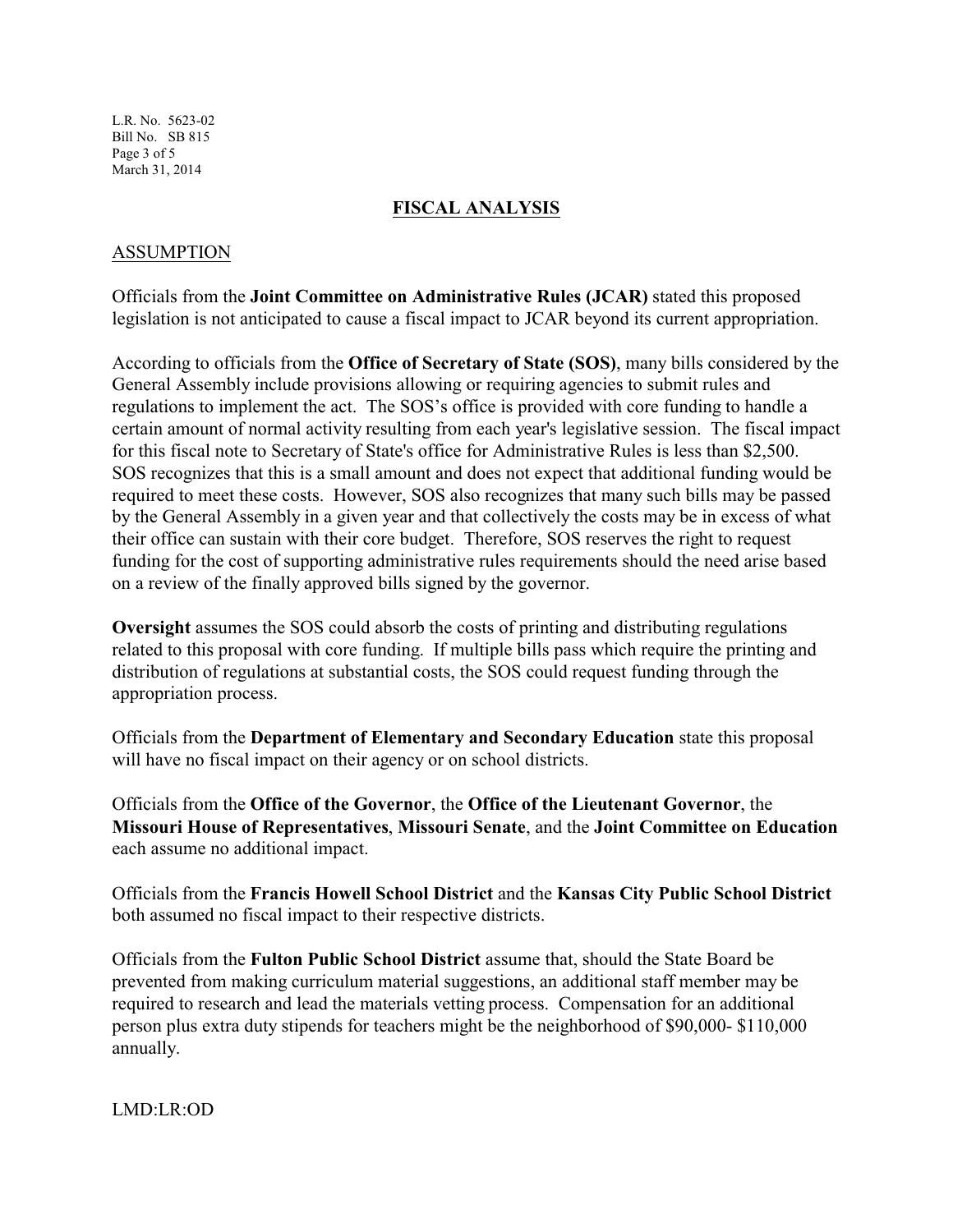## FISCAL ANALYSIS

### ASSUMPTION

Officials from the **Joint Committee on Administrative Rules (JCAR)** stated this proposed legislation is not anticipated to cause a fiscal impact to JCAR beyond its current appropriation.

According to officials from the **Office of Secretary of State (SOS)**, many bills considered by the General Assembly include provisions allowing or requiring agencies to submit rules and regulations to implement the act. The SOS's office is provided with core funding to handle a certain amount of normal activity resulting from each year's legislative session. The fiscal impact for this fiscal note to Secretary of State's office for Administrative Rules is less than $2,500. SOS recognizes that this is a small amount and does not expect that additional funding would be required to meet these costs. However, SOS also recognizes that many such bills may be passed by the General Assembly in a given year and that collectively the costs may be in excess of what their office can sustain with their core budget. Therefore, SOS reserves the right to request funding for the cost of supporting administrative rules requirements should the need arise based on a review of the finally approved bills signed by the governor.

**Oversight** assumes the SOS could absorb the costs of printing and distributing regulations related to this proposal with core funding. If multiple bills pass which require the printing and distribution of regulations at substantial costs, the SOS could request funding through the appropriation process.

Officials from the **Department of Elementary and Secondary Education** state this proposal will have no fiscal impact on their agency or on school districts.

Officials from the **Office of the Governor**, the **Office of the Lieutenant Governor**, the **Missouri House of Representatives**, **Missouri Senate**, and the **Joint Committee on Education** each assume no additional impact.

Officials from the **Francis Howell School District** and the **Kansas City Public School District** both assumed no fiscal impact to their respective districts.

Officials from the **Fulton Public School District** assume that, should the State Board be prevented from making curriculum material suggestions, an additional staff member may be required to research and lead the materials vetting process. Compensation for an additional person plus extra duty stipends for teachers might be the neighborhood of $90,000- $110,000 annually.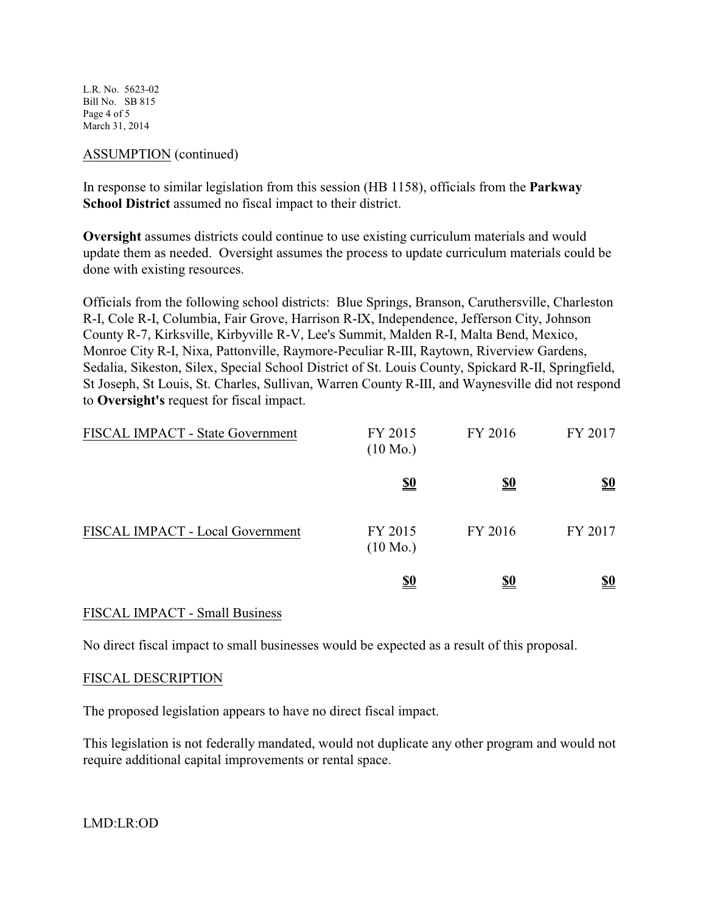ASSUMPTION (continued)

In response to similar legislation from this session (HB 1158), officials from the **Parkway School District** assumed no fiscal impact to their district.

**Oversight** assumes districts could continue to use existing curriculum materials and would update them as needed. Oversight assumes the process to update curriculum materials could be done with existing resources.

Officials from the following school districts: Blue Springs, Branson, Caruthersville, Charleston R-I, Cole R-I, Columbia, Fair Grove, Harrison R-IX, Independence, Jefferson City, Johnson County R-7, Kirksville, Kirbyville R-V, Lee's Summit, Malden R-I, Malta Bend, Mexico, Monroe City R-I, Nixa, Pattonville, Raymore-Peculiar R-III, Raytown, Riverview Gardens, Sedalia, Sikeston, Silex, Special School District of St. Louis County, Spickard R-II, Springfield, St Joseph, St Louis, St. Charles, Sullivan, Warren County R-III, and Waynesville did not respond to **Oversight's** request for fiscal impact.

| FISCAL IMPACT - State Government | FY 2015 (10 Mo.) | FY 2016 | FY 2017 |
|---|---|---|---|
| | **$0** | **$0** | **$0** |

| FISCAL IMPACT - Local Government | FY 2015 (10 Mo.) | FY 2016 | FY 2017 |
|---|---|---|---|
| | **$0** | **$0** | **$0** |

FISCAL IMPACT - Small Business

No direct fiscal impact to small businesses would be expected as a result of this proposal.

FISCAL DESCRIPTION

The proposed legislation appears to have no direct fiscal impact.

This legislation is not federally mandated, would not duplicate any other program and would not require additional capital improvements or rental space.

LMD:LR:OD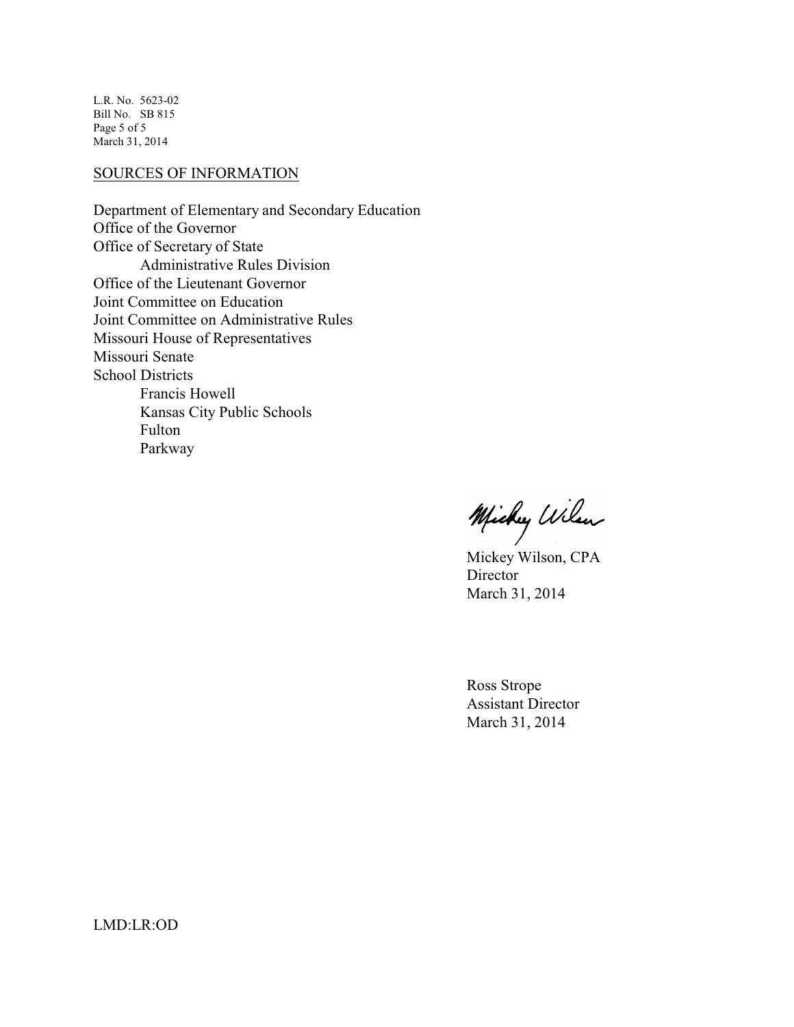## SOURCES OF INFORMATION

Department of Elementary and Secondary Education
Office of the Governor
Office of Secretary of State
- Administrative Rules Division

Office of the Lieutenant Governor
Joint Committee on Education
Joint Committee on Administrative Rules
Missouri House of Representatives
Missouri Senate
School Districts
- Francis Howell
- Kansas City Public Schools
- Fulton
- Parkway

Mickey Wilson, CPA
Director
March 31, 2014

Ross Strope
Assistant Director
March 31, 2014

LMD:LR:OD